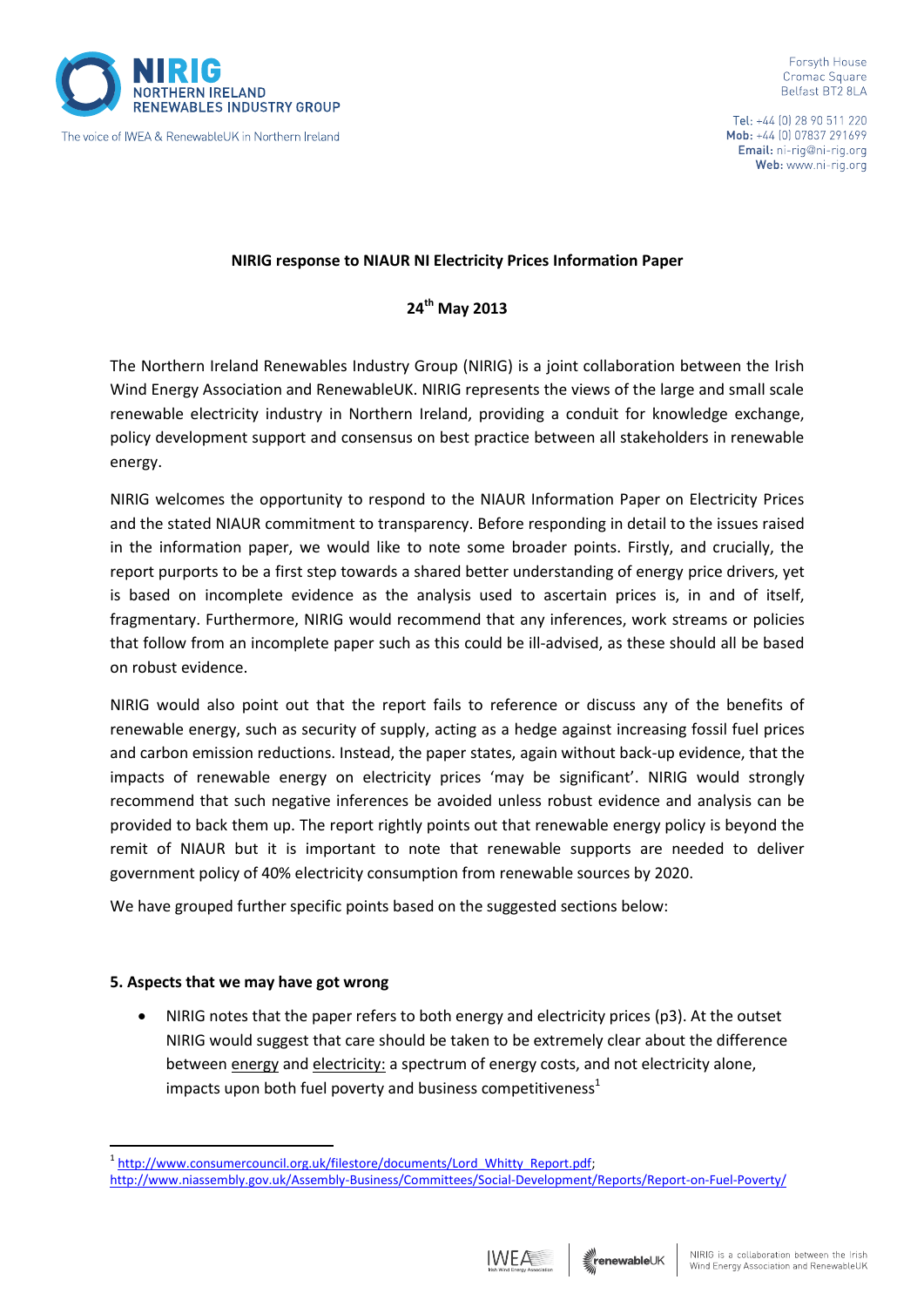NIRIG
NORTHERN IRELAND
RENEWABLES INDUSTRY GROUP

The voice of IWEA & RenewableUK in Northern Ireland

Forsyth House
Cromac Square
Belfast BT2 8LA

**Tel:** +44 (0) 28 90 511 220
**Mob:** +44 (0) 07837 291699
**Email:** ni-rig@ni-rig.org
**Web:** www.ni-rig.org

**NIRIG response to NIAUR NI Electricity Prices Information Paper**

**24th May 2013**

The Northern Ireland Renewables Industry Group (NIRIG) is a joint collaboration between the Irish Wind Energy Association and RenewableUK. NIRIG represents the views of the large and small scale renewable electricity industry in Northern Ireland, providing a conduit for knowledge exchange, policy development support and consensus on best practice between all stakeholders in renewable energy.

NIRIG welcomes the opportunity to respond to the NIAUR Information Paper on Electricity Prices and the stated NIAUR commitment to transparency. Before responding in detail to the issues raised in the information paper, we would like to note some broader points. Firstly, and crucially, the report purports to be a first step towards a shared better understanding of energy price drivers, yet is based on incomplete evidence as the analysis used to ascertain prices is, in and of itself, fragmentary. Furthermore, NIRIG would recommend that any inferences, work streams or policies that follow from an incomplete paper such as this could be ill-advised, as these should all be based on robust evidence.

NIRIG would also point out that the report fails to reference or discuss any of the benefits of renewable energy, such as security of supply, acting as a hedge against increasing fossil fuel prices and carbon emission reductions. Instead, the paper states, again without back-up evidence, that the impacts of renewable energy on electricity prices 'may be significant'. NIRIG would strongly recommend that such negative inferences be avoided unless robust evidence and analysis can be provided to back them up. The report rightly points out that renewable energy policy is beyond the remit of NIAUR but it is important to note that renewable supports are needed to deliver government policy of 40% electricity consumption from renewable sources by 2020.

We have grouped further specific points based on the suggested sections below:

**5. Aspects that we may have got wrong**

- NIRIG notes that the paper refers to both energy and electricity prices (p3). At the outset NIRIG would suggest that care should be taken to be extremely clear about the difference between energy and electricity: a spectrum of energy costs, and not electricity alone, impacts upon both fuel poverty and business competitiveness[1]

[1] http://www.consumercouncil.org.uk/filestore/documents/Lord_Whitty_Report.pdf; http://www.niassembly.gov.uk/Assembly-Business/Committees/Social-Development/Reports/Report-on-Fuel-Poverty/

NIRIG is a collaboration between the Irish Wind Energy Association and RenewableUK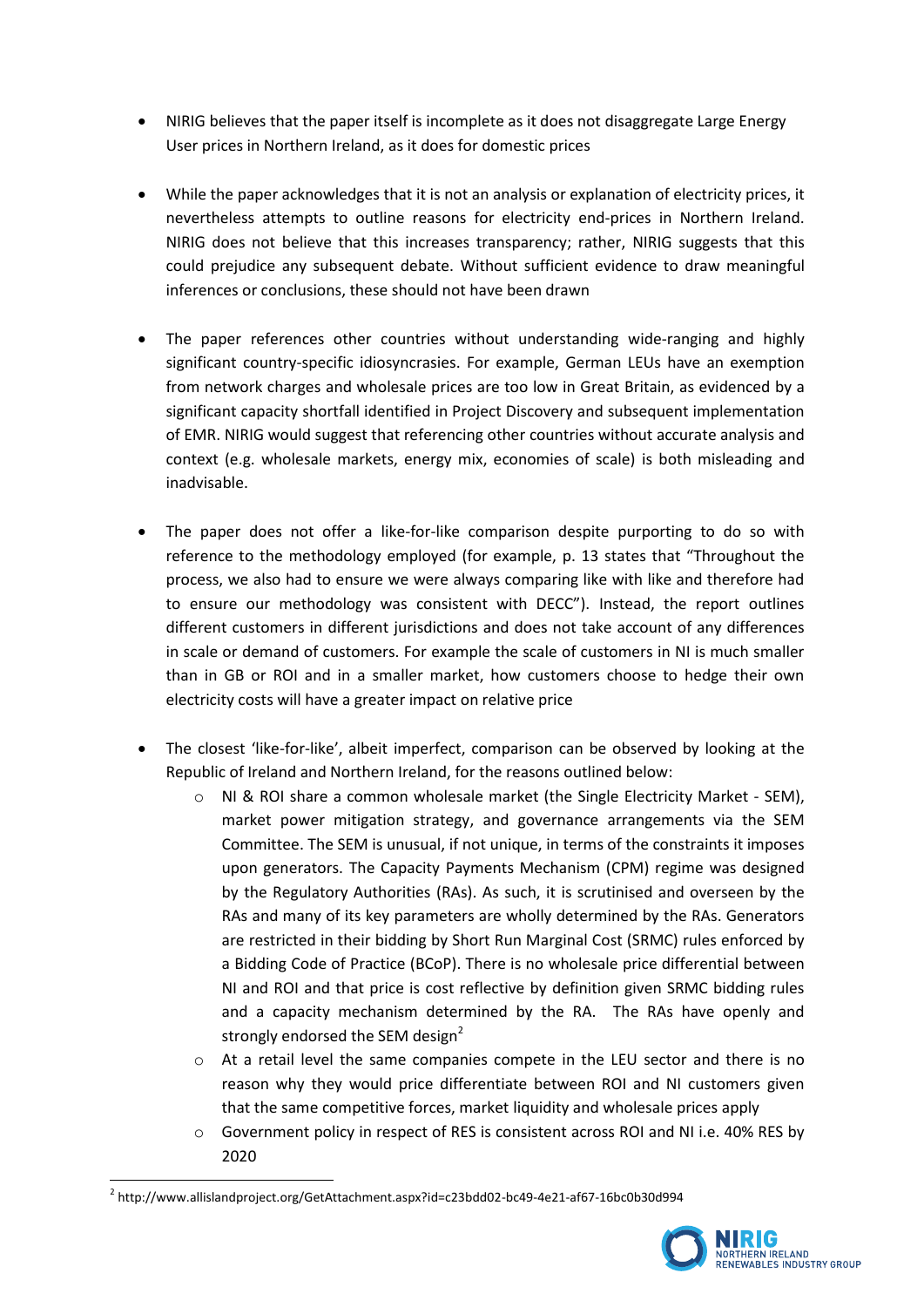- NIRIG believes that the paper itself is incomplete as it does not disaggregate Large Energy User prices in Northern Ireland, as it does for domestic prices

- While the paper acknowledges that it is not an analysis or explanation of electricity prices, it nevertheless attempts to outline reasons for electricity end-prices in Northern Ireland. NIRIG does not believe that this increases transparency; rather, NIRIG suggests that this could prejudice any subsequent debate. Without sufficient evidence to draw meaningful inferences or conclusions, these should not have been drawn

- The paper references other countries without understanding wide-ranging and highly significant country-specific idiosyncrasies. For example, German LEUs have an exemption from network charges and wholesale prices are too low in Great Britain, as evidenced by a significant capacity shortfall identified in Project Discovery and subsequent implementation of EMR. NIRIG would suggest that referencing other countries without accurate analysis and context (e.g. wholesale markets, energy mix, economies of scale) is both misleading and inadvisable.

- The paper does not offer a like-for-like comparison despite purporting to do so with reference to the methodology employed (for example, p. 13 states that "Throughout the process, we also had to ensure we were always comparing like with like and therefore had to ensure our methodology was consistent with DECC"). Instead, the report outlines different customers in different jurisdictions and does not take account of any differences in scale or demand of customers. For example the scale of customers in NI is much smaller than in GB or ROI and in a smaller market, how customers choose to hedge their own electricity costs will have a greater impact on relative price

- The closest 'like-for-like', albeit imperfect, comparison can be observed by looking at the Republic of Ireland and Northern Ireland, for the reasons outlined below:
    - NI & ROI share a common wholesale market (the Single Electricity Market - SEM), market power mitigation strategy, and governance arrangements via the SEM Committee. The SEM is unusual, if not unique, in terms of the constraints it imposes upon generators. The Capacity Payments Mechanism (CPM) regime was designed by the Regulatory Authorities (RAs). As such, it is scrutinised and overseen by the RAs and many of its key parameters are wholly determined by the RAs. Generators are restricted in their bidding by Short Run Marginal Cost (SRMC) rules enforced by a Bidding Code of Practice (BCoP). There is no wholesale price differential between NI and ROI and that price is cost reflective by definition given SRMC bidding rules and a capacity mechanism determined by the RA. The RAs have openly and strongly endorsed the SEM design[2]
    - At a retail level the same companies compete in the LEU sector and there is no reason why they would price differentiate between ROI and NI customers given that the same competitive forces, market liquidity and wholesale prices apply
    - Government policy in respect of RES is consistent across ROI and NI i.e. 40% RES by 2020

[2] http://www.allislandproject.org/GetAttachment.aspx?id=c23bdd02-bc49-4e21-af67-16bc0b30d994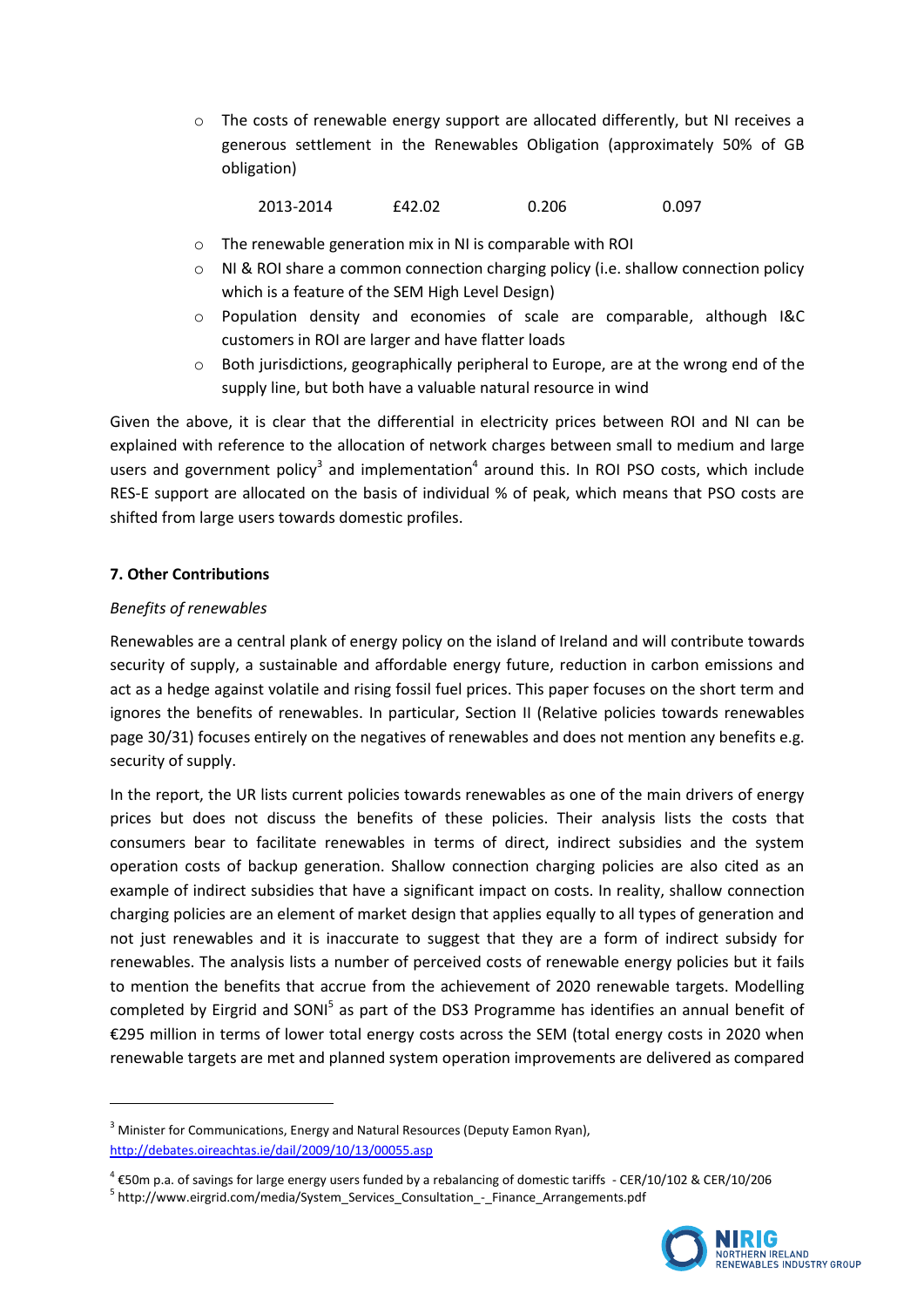- The costs of renewable energy support are allocated differently, but NI receives a generous settlement in the Renewables Obligation (approximately 50% of GB obligation)

| 2013-2014 | £42.02 | 0.206 | 0.097 |
|---|---|---|---|

- The renewable generation mix in NI is comparable with ROI
- NI & ROI share a common connection charging policy (i.e. shallow connection policy which is a feature of the SEM High Level Design)
- Population density and economies of scale are comparable, although I&C customers in ROI are larger and have flatter loads
- Both jurisdictions, geographically peripheral to Europe, are at the wrong end of the supply line, but both have a valuable natural resource in wind

Given the above, it is clear that the differential in electricity prices between ROI and NI can be explained with reference to the allocation of network charges between small to medium and large users and government policy[3] and implementation[4] around this. In ROI PSO costs, which include RES-E support are allocated on the basis of individual % of peak, which means that PSO costs are shifted from large users towards domestic profiles.

**7. Other Contributions**

*Benefits of renewables*

Renewables are a central plank of energy policy on the island of Ireland and will contribute towards security of supply, a sustainable and affordable energy future, reduction in carbon emissions and act as a hedge against volatile and rising fossil fuel prices. This paper focuses on the short term and ignores the benefits of renewables. In particular, Section II (Relative policies towards renewables page 30/31) focuses entirely on the negatives of renewables and does not mention any benefits e.g. security of supply.

In the report, the UR lists current policies towards renewables as one of the main drivers of energy prices but does not discuss the benefits of these policies. Their analysis lists the costs that consumers bear to facilitate renewables in terms of direct, indirect subsidies and the system operation costs of backup generation. Shallow connection charging policies are also cited as an example of indirect subsidies that have a significant impact on costs. In reality, shallow connection charging policies are an element of market design that applies equally to all types of generation and not just renewables and it is inaccurate to suggest that they are a form of indirect subsidy for renewables. The analysis lists a number of perceived costs of renewable energy policies but it fails to mention the benefits that accrue from the achievement of 2020 renewable targets. Modelling completed by Eirgrid and SONI[5] as part of the DS3 Programme has identifies an annual benefit of €295 million in terms of lower total energy costs across the SEM (total energy costs in 2020 when renewable targets are met and planned system operation improvements are delivered as compared

---

[3] Minister for Communications, Energy and Natural Resources (Deputy Eamon Ryan), http://debates.oireachtas.ie/dail/2009/10/13/00055.asp

[4] €50m p.a. of savings for large energy users funded by a rebalancing of domestic tariffs - CER/10/102 & CER/10/206

[5] http://www.eirgrid.com/media/System_Services_Consultation_-_Finance_Arrangements.pdf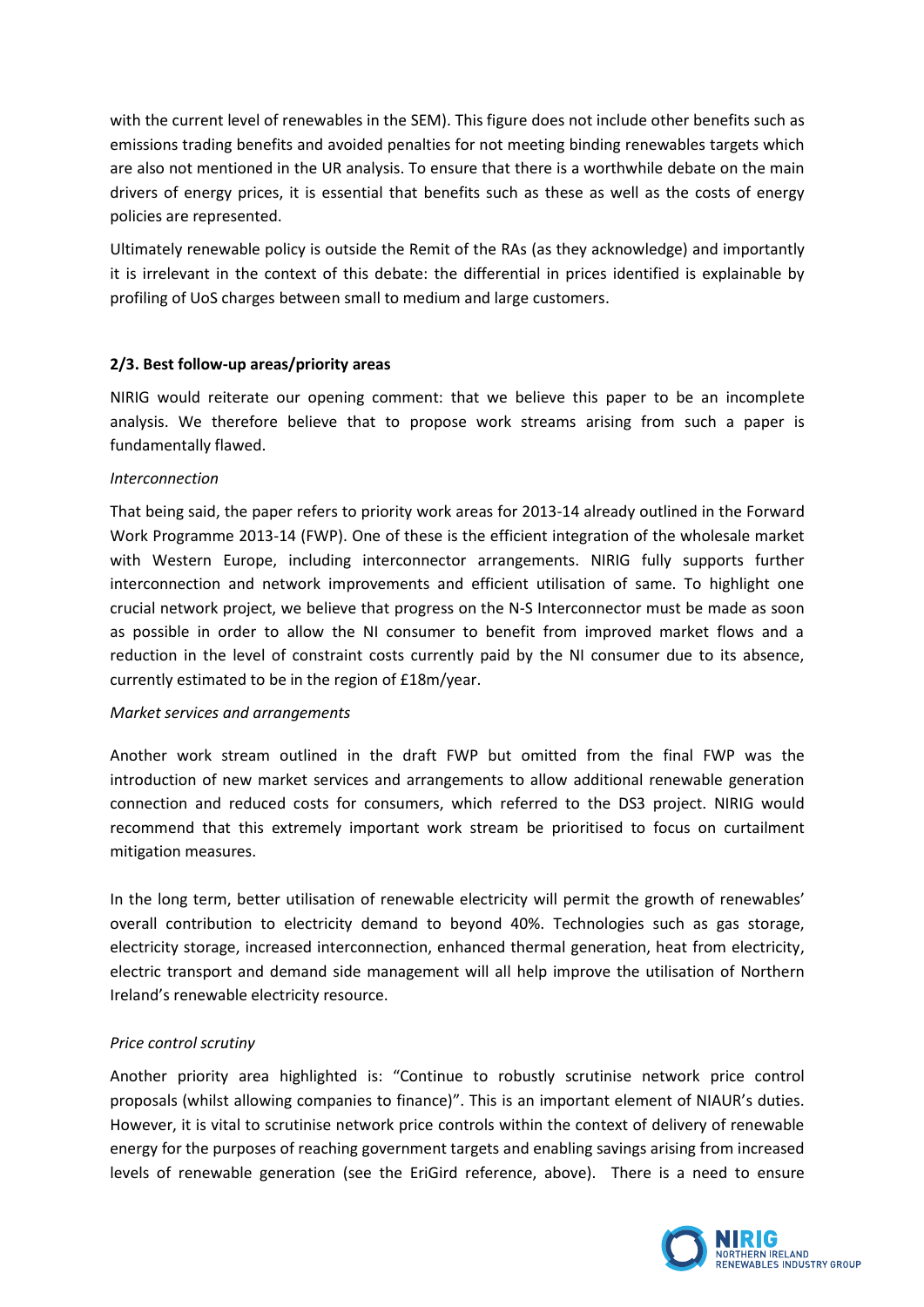with the current level of renewables in the SEM). This figure does not include other benefits such as emissions trading benefits and avoided penalties for not meeting binding renewables targets which are also not mentioned in the UR analysis. To ensure that there is a worthwhile debate on the main drivers of energy prices, it is essential that benefits such as these as well as the costs of energy policies are represented.

Ultimately renewable policy is outside the Remit of the RAs (as they acknowledge) and importantly it is irrelevant in the context of this debate: the differential in prices identified is explainable by profiling of UoS charges between small to medium and large customers.

**2/3. Best follow-up areas/priority areas**

NIRIG would reiterate our opening comment: that we believe this paper to be an incomplete analysis. We therefore believe that to propose work streams arising from such a paper is fundamentally flawed.

*Interconnection*

That being said, the paper refers to priority work areas for 2013-14 already outlined in the Forward Work Programme 2013-14 (FWP). One of these is the efficient integration of the wholesale market with Western Europe, including interconnector arrangements. NIRIG fully supports further interconnection and network improvements and efficient utilisation of same. To highlight one crucial network project, we believe that progress on the N-S Interconnector must be made as soon as possible in order to allow the NI consumer to benefit from improved market flows and a reduction in the level of constraint costs currently paid by the NI consumer due to its absence, currently estimated to be in the region of £18m/year.

*Market services and arrangements*

Another work stream outlined in the draft FWP but omitted from the final FWP was the introduction of new market services and arrangements to allow additional renewable generation connection and reduced costs for consumers, which referred to the DS3 project. NIRIG would recommend that this extremely important work stream be prioritised to focus on curtailment mitigation measures.

In the long term, better utilisation of renewable electricity will permit the growth of renewables' overall contribution to electricity demand to beyond 40%. Technologies such as gas storage, electricity storage, increased interconnection, enhanced thermal generation, heat from electricity, electric transport and demand side management will all help improve the utilisation of Northern Ireland's renewable electricity resource.

*Price control scrutiny*

Another priority area highlighted is: "Continue to robustly scrutinise network price control proposals (whilst allowing companies to finance)". This is an important element of NIAUR's duties. However, it is vital to scrutinise network price controls within the context of delivery of renewable energy for the purposes of reaching government targets and enabling savings arising from increased levels of renewable generation (see the EriGird reference, above). There is a need to ensure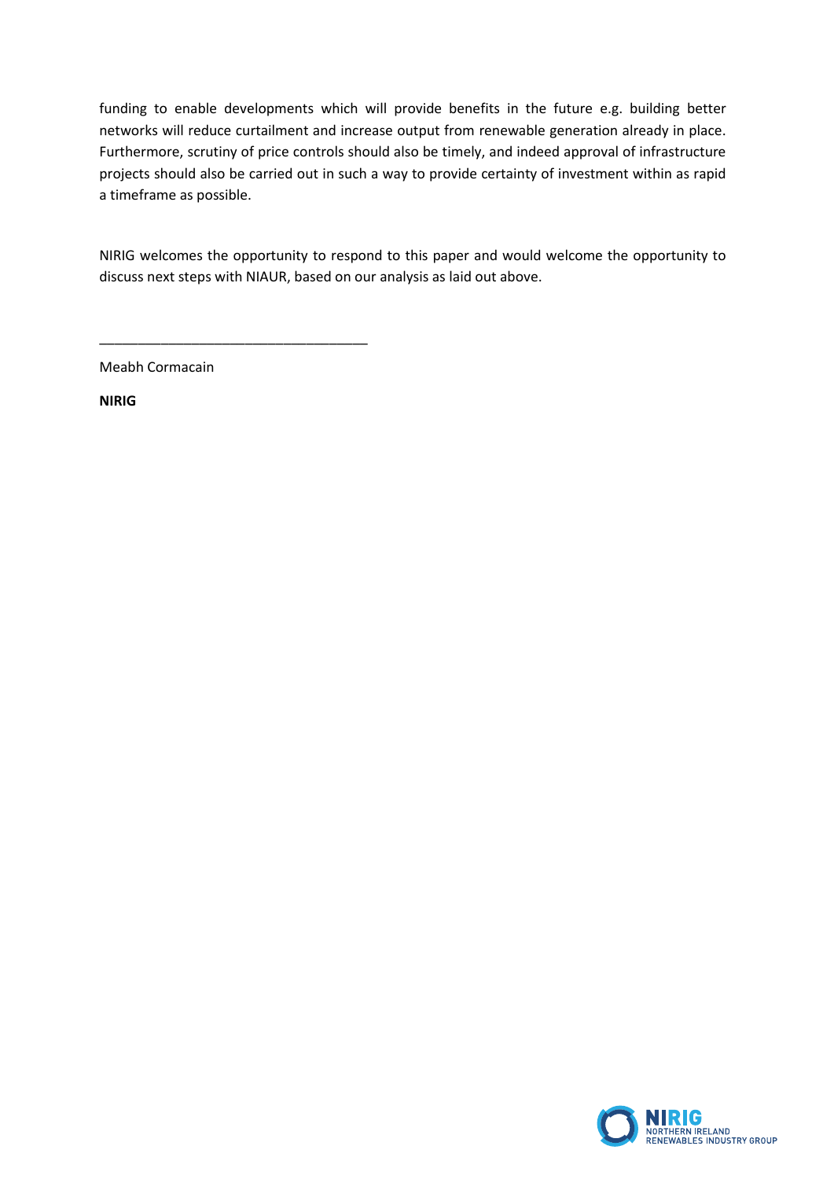funding to enable developments which will provide benefits in the future e.g. building better networks will reduce curtailment and increase output from renewable generation already in place. Furthermore, scrutiny of price controls should also be timely, and indeed approval of infrastructure projects should also be carried out in such a way to provide certainty of investment within as rapid a timeframe as possible.

NIRIG welcomes the opportunity to respond to this paper and would welcome the opportunity to discuss next steps with NIAUR, based on our analysis as laid out above.

___________________________________

Meabh Cormacain

**NIRIG**